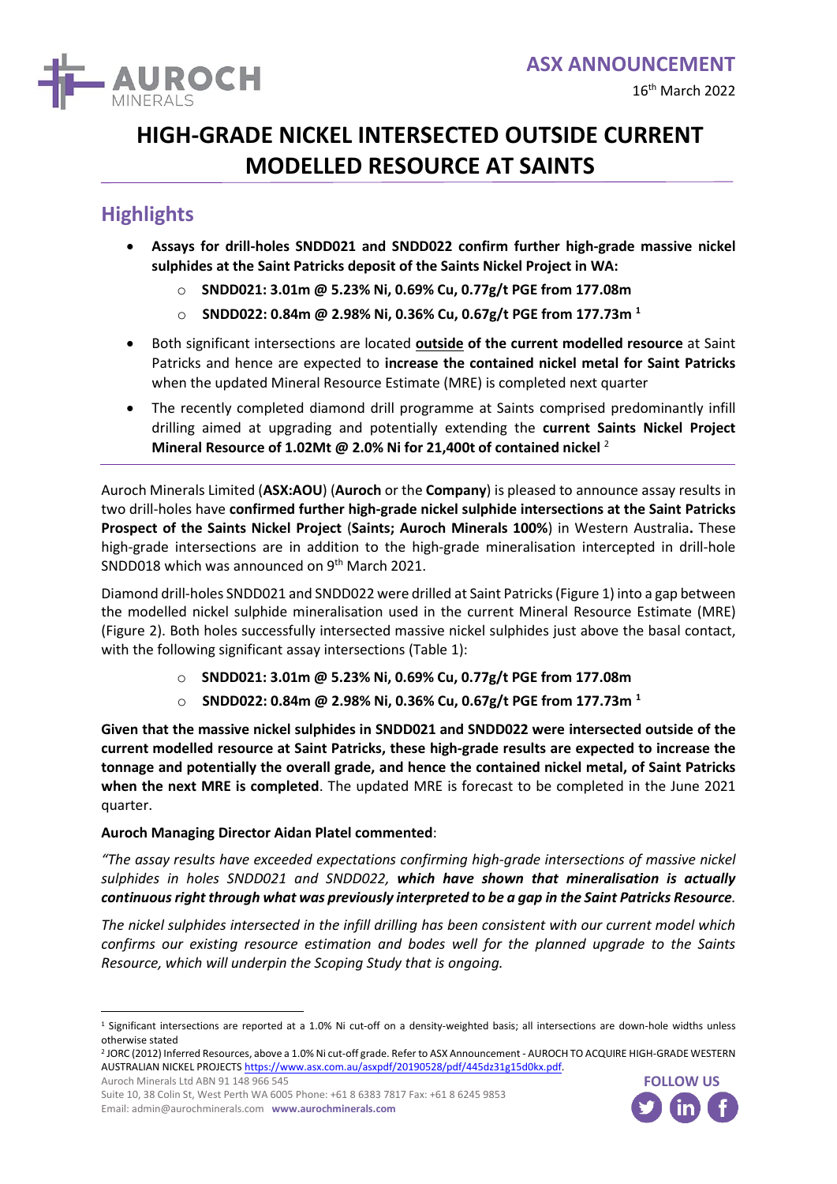# HIGH-GRADE NICKEL INTERSECTED OUTSIDE CURRENT MODELLED RESOURCE AT SAINTS

## Highlights

- **Assays for drill-holes SNDD021 and SNDD022 confirm further high-grade massive nickel sulphides at the Saint Patricks deposit of the Saints Nickel Project in WA:**
  - **SNDD021: 3.01m @ 5.23% Ni, 0.69% Cu, 0.77g/t PGE from 177.08m**
  - **SNDD022: 0.84m @ 2.98% Ni, 0.36% Cu, 0.67g/t PGE from 177.73m** [1]
- Both significant intersections are located **outside of the current modelled resource** at Saint Patricks and hence are expected to **increase the contained nickel metal for Saint Patricks** when the updated Mineral Resource Estimate (MRE) is completed next quarter
- The recently completed diamond drill programme at Saints comprised predominantly infill drilling aimed at upgrading and potentially extending the **current Saints Nickel Project Mineral Resource of 1.02Mt @ 2.0% Ni for 21,400t of contained nickel** [2]

Auroch Minerals Limited (**ASX:AOU**) (**Auroch** or the **Company**) is pleased to announce assay results in two drill-holes have **confirmed further high-grade nickel sulphide intersections at the Saint Patricks Prospect of the Saints Nickel Project** (**Saints; Auroch Minerals 100%**) in Western Australia**.** These high-grade intersections are in addition to the high-grade mineralisation intercepted in drill-hole SNDD018 which was announced on 9th March 2021.

Diamond drill-holes SNDD021 and SNDD022 were drilled at Saint Patricks (Figure 1) into a gap between the modelled nickel sulphide mineralisation used in the current Mineral Resource Estimate (MRE) (Figure 2). Both holes successfully intersected massive nickel sulphides just above the basal contact, with the following significant assay intersections (Table 1):

- **SNDD021: 3.01m @ 5.23% Ni, 0.69% Cu, 0.77g/t PGE from 177.08m**
- **SNDD022: 0.84m @ 2.98% Ni, 0.36% Cu, 0.67g/t PGE from 177.73m** [1]

**Given that the massive nickel sulphides in SNDD021 and SNDD022 were intersected outside of the current modelled resource at Saint Patricks, these high-grade results are expected to increase the tonnage and potentially the overall grade, and hence the contained nickel metal, of Saint Patricks when the next MRE is completed**. The updated MRE is forecast to be completed in the June 2021 quarter.

**Auroch Managing Director Aidan Platel commented**:

*"The assay results have exceeded expectations confirming high-grade intersections of massive nickel sulphides in holes SNDD021 and SNDD022,* ***which have shown that mineralisation is actually continuous right through what was previously interpreted to be a gap in the Saint Patricks Resource****.*

*The nickel sulphides intersected in the infill drilling has been consistent with our current model which confirms our existing resource estimation and bodes well for the planned upgrade to the Saints Resource, which will underpin the Scoping Study that is ongoing.*

---

[1] Significant intersections are reported at a 1.0% Ni cut-off on a density-weighted basis; all intersections are down-hole widths unless otherwise stated

[2] JORC (2012) Inferred Resources, above a 1.0% Ni cut-off grade. Refer to ASX Announcement - AUROCH TO ACQUIRE HIGH-GRADE WESTERN AUSTRALIAN NICKEL PROJECTS https://www.asx.com.au/asxpdf/20190528/pdf/445dz31g15d0kx.pdf.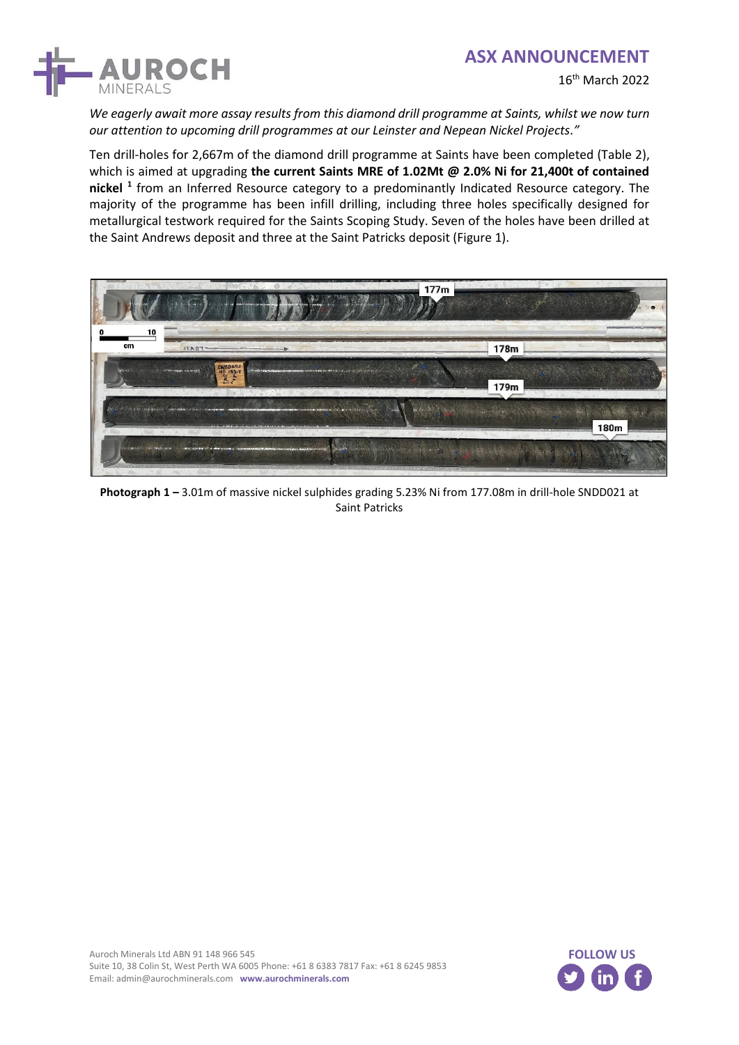*We eagerly await more assay results from this diamond drill programme at Saints, whilst we now turn our attention to upcoming drill programmes at our Leinster and Nepean Nickel Projects."*

Ten drill-holes for 2,667m of the diamond drill programme at Saints have been completed (Table 2), which is aimed at upgrading **the current Saints MRE of 1.02Mt @ 2.0% Ni for 21,400t of contained nickel [1]** from an Inferred Resource category to a predominantly Indicated Resource category. The majority of the programme has been infill drilling, including three holes specifically designed for metallurgical testwork required for the Saints Scoping Study. Seven of the holes have been drilled at the Saint Andrews deposit and three at the Saint Patricks deposit (Figure 1).

**Photograph 1 –** 3.01m of massive nickel sulphides grading 5.23% Ni from 177.08m in drill-hole SNDD021 at Saint Patricks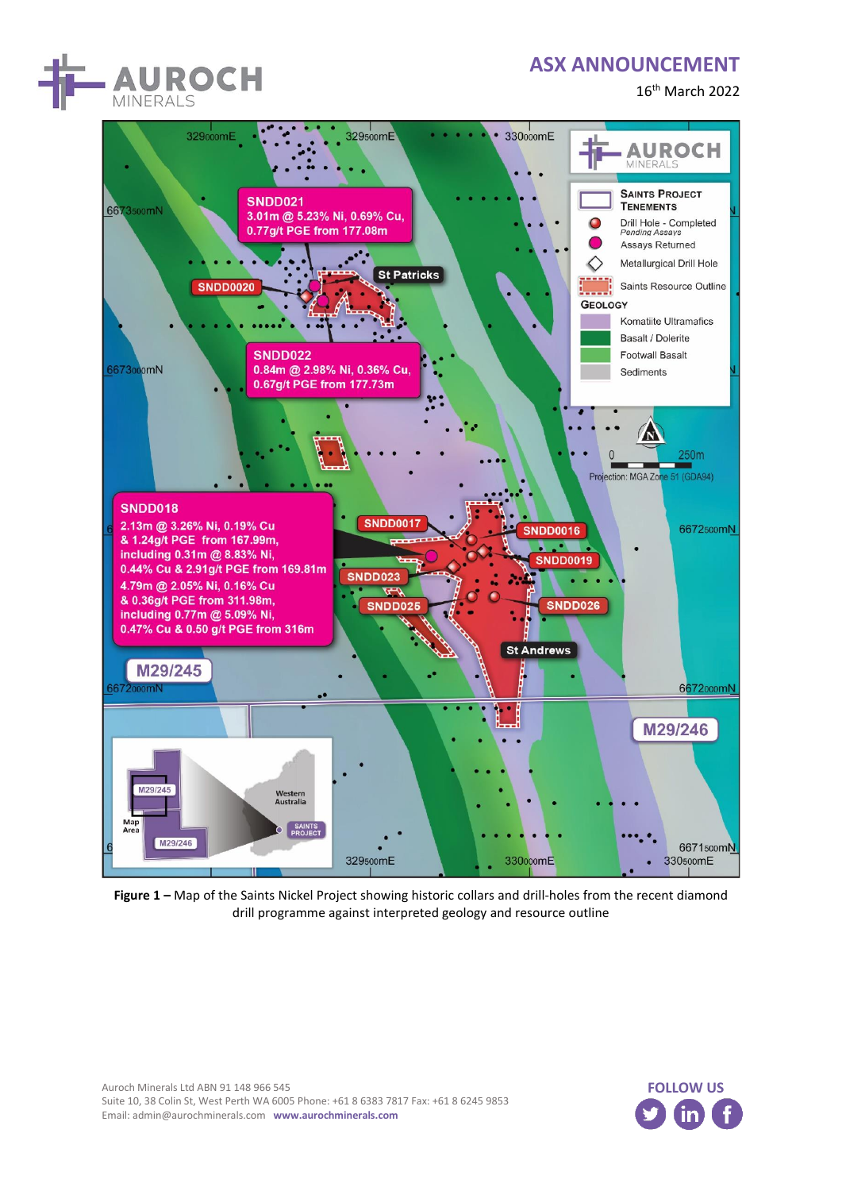Figure 1 – Map of the Saints Nickel Project showing historic collars and drill-holes from the recent diamond drill programme against interpreted geology and resource outline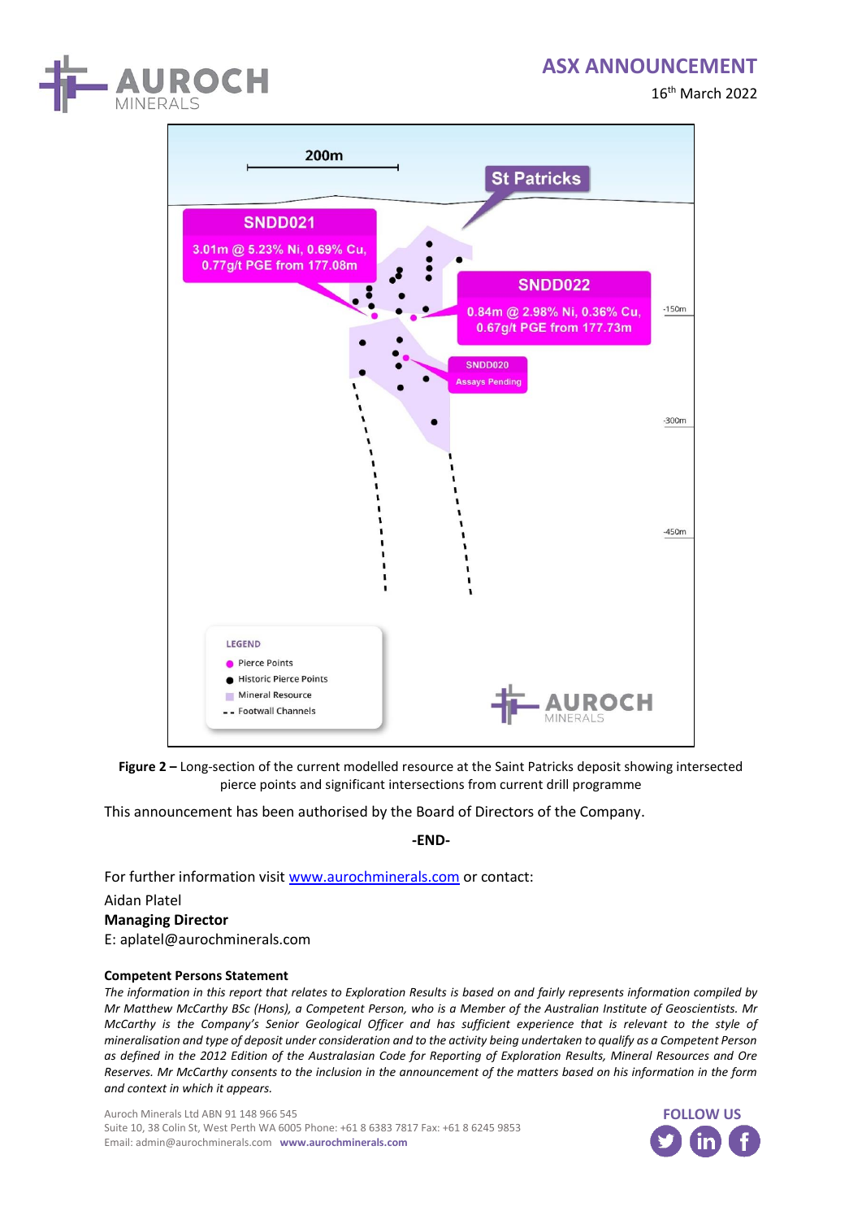**Figure 2 –** Long-section of the current modelled resource at the Saint Patricks deposit showing intersected pierce points and significant intersections from current drill programme

This announcement has been authorised by the Board of Directors of the Company.

**-END-**

For further information visit www.aurochminerals.com or contact:

Aidan Platel

**Managing Director**

E: aplatel@aurochminerals.com

**Competent Persons Statement**

*The information in this report that relates to Exploration Results is based on and fairly represents information compiled by Mr Matthew McCarthy BSc (Hons), a Competent Person, who is a Member of the Australian Institute of Geoscientists. Mr McCarthy is the Company's Senior Geological Officer and has sufficient experience that is relevant to the style of mineralisation and type of deposit under consideration and to the activity being undertaken to qualify as a Competent Person as defined in the 2012 Edition of the Australasian Code for Reporting of Exploration Results, Mineral Resources and Ore Reserves. Mr McCarthy consents to the inclusion in the announcement of the matters based on his information in the form and context in which it appears.*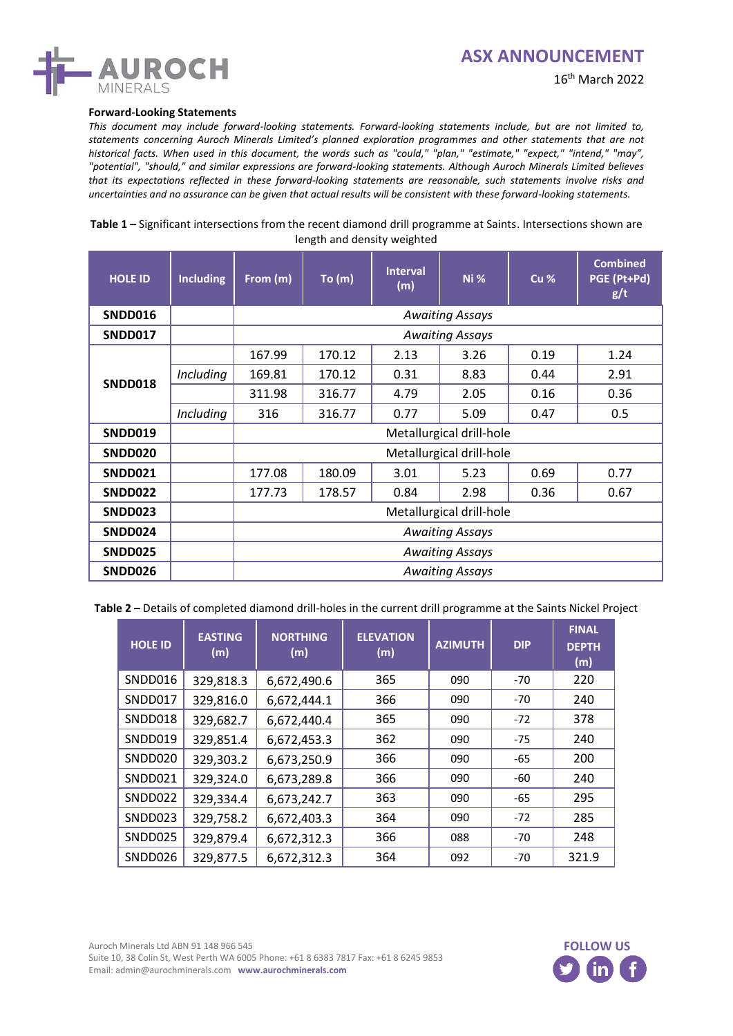**Forward-Looking Statements**

*This document may include forward-looking statements. Forward-looking statements include, but are not limited to, statements concerning Auroch Minerals Limited's planned exploration programmes and other statements that are not historical facts. When used in this document, the words such as "could," "plan," "estimate," "expect," "intend," "may", "potential", "should," and similar expressions are forward-looking statements. Although Auroch Minerals Limited believes that its expectations reflected in these forward-looking statements are reasonable, such statements involve risks and uncertainties and no assurance can be given that actual results will be consistent with these forward-looking statements.*

**Table 1 –** Significant intersections from the recent diamond drill programme at Saints. Intersections shown are length and density weighted

| HOLE ID | Including | From (m) | To (m) | Interval (m) | Ni % | Cu % | Combined PGE (Pt+Pd) g/t |
|---|---|---|---|---|---|---|---|
| **SNDD016** | | *Awaiting Assays* | | | | | |
| **SNDD017** | | *Awaiting Assays* | | | | | |
| **SNDD018** | | 167.99 | 170.12 | 2.13 | 3.26 | 0.19 | 1.24 |
| | *Including* | 169.81 | 170.12 | 0.31 | 8.83 | 0.44 | 2.91 |
| | | 311.98 | 316.77 | 4.79 | 2.05 | 0.16 | 0.36 |
| | *Including* | 316 | 316.77 | 0.77 | 5.09 | 0.47 | 0.5 |
| **SNDD019** | | Metallurgical drill-hole | | | | | |
| **SNDD020** | | Metallurgical drill-hole | | | | | |
| **SNDD021** | | 177.08 | 180.09 | 3.01 | 5.23 | 0.69 | 0.77 |
| **SNDD022** | | 177.73 | 178.57 | 0.84 | 2.98 | 0.36 | 0.67 |
| **SNDD023** | | Metallurgical drill-hole | | | | | |
| **SNDD024** | | *Awaiting Assays* | | | | | |
| **SNDD025** | | *Awaiting Assays* | | | | | |
| **SNDD026** | | *Awaiting Assays* | | | | | |

**Table 2 –** Details of completed diamond drill-holes in the current drill programme at the Saints Nickel Project

| HOLE ID | EASTING (m) | NORTHING (m) | ELEVATION (m) | AZIMUTH | DIP | FINAL DEPTH (m) |
|---|---|---|---|---|---|---|
| SNDD016 | 329,818.3 | 6,672,490.6 | 365 | 090 | -70 | 220 |
| SNDD017 | 329,816.0 | 6,672,444.1 | 366 | 090 | -70 | 240 |
| SNDD018 | 329,682.7 | 6,672,440.4 | 365 | 090 | -72 | 378 |
| SNDD019 | 329,851.4 | 6,672,453.3 | 362 | 090 | -75 | 240 |
| SNDD020 | 329,303.2 | 6,673,250.9 | 366 | 090 | -65 | 200 |
| SNDD021 | 329,324.0 | 6,673,289.8 | 366 | 090 | -60 | 240 |
| SNDD022 | 329,334.4 | 6,673,242.7 | 363 | 090 | -65 | 295 |
| SNDD023 | 329,758.2 | 6,672,403.3 | 364 | 090 | -72 | 285 |
| SNDD025 | 329,879.4 | 6,672,312.3 | 366 | 088 | -70 | 248 |
| SNDD026 | 329,877.5 | 6,672,312.3 | 364 | 092 | -70 | 321.9 |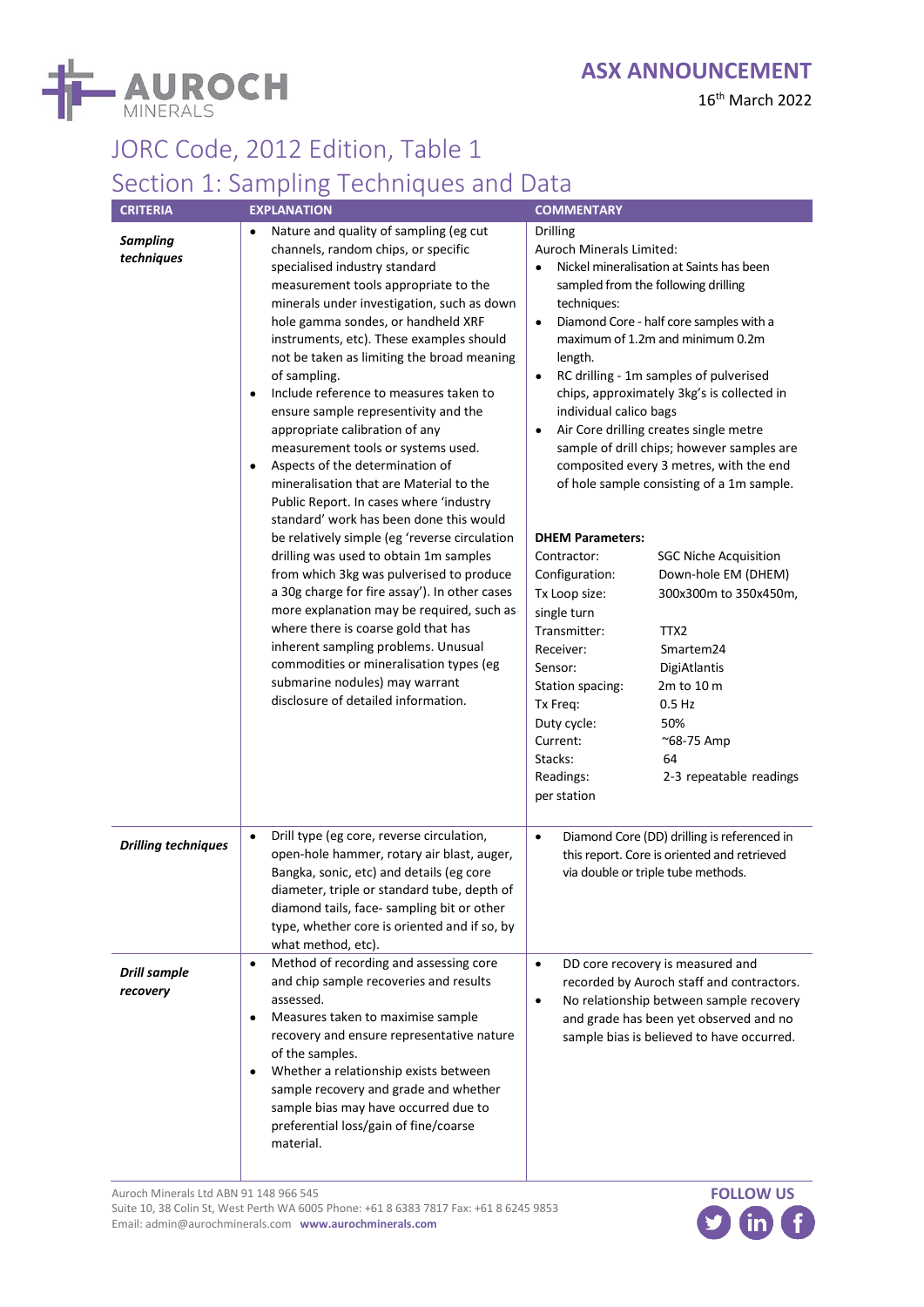# JORC Code, 2012 Edition, Table 1

## Section 1: Sampling Techniques and Data

| CRITERIA | EXPLANATION | COMMENTARY |
|---|---|---|
| ***Sampling techniques*** | • Nature and quality of sampling (eg cut channels, random chips, or specific specialised industry standard measurement tools appropriate to the minerals under investigation, such as down hole gamma sondes, or handheld XRF instruments, etc). These examples should not be taken as limiting the broad meaning of sampling.<br>• Include reference to measures taken to ensure sample representivity and the appropriate calibration of any measurement tools or systems used.<br>• Aspects of the determination of mineralisation that are Material to the Public Report. In cases where 'industry standard' work has been done this would be relatively simple (eg 'reverse circulation drilling was used to obtain 1m samples from which 3kg was pulverised to produce a 30g charge for fire assay'). In other cases more explanation may be required, such as where there is coarse gold that has inherent sampling problems. Unusual commodities or mineralisation types (eg submarine nodules) may warrant disclosure of detailed information. | Drilling<br>Auroch Minerals Limited:<br>• Nickel mineralisation at Saints has been sampled from the following drilling techniques:<br>• Diamond Core - half core samples with a maximum of 1.2m and minimum 0.2m length.<br>• RC drilling - 1m samples of pulverised chips, approximately 3kg's is collected in individual calico bags<br>• Air Core drilling creates single metre sample of drill chips; however samples are composited every 3 metres, with the end of hole sample consisting of a 1m sample.<br><br>**DHEM Parameters:**<br>Contractor: SGC Niche Acquisition<br>Configuration: Down-hole EM (DHEM)<br>Tx Loop size: 300x300m to 350x450m, single turn<br>Transmitter: TTX2<br>Receiver: Smartem24<br>Sensor: DigiAtlantis<br>Station spacing: 2m to 10 m<br>Tx Freq: 0.5 Hz<br>Duty cycle: 50%<br>Current: ~68-75 Amp<br>Stacks: 64<br>Readings per station: 2-3 repeatable readings |
| ***Drilling techniques*** | • Drill type (eg core, reverse circulation, open-hole hammer, rotary air blast, auger, Bangka, sonic, etc) and details (eg core diameter, triple or standard tube, depth of diamond tails, face- sampling bit or other type, whether core is oriented and if so, by what method, etc). | • Diamond Core (DD) drilling is referenced in this report. Core is oriented and retrieved via double or triple tube methods. |
| ***Drill sample recovery*** | • Method of recording and assessing core and chip sample recoveries and results assessed.<br>• Measures taken to maximise sample recovery and ensure representative nature of the samples.<br>• Whether a relationship exists between sample recovery and grade and whether sample bias may have occurred due to preferential loss/gain of fine/coarse material. | • DD core recovery is measured and recorded by Auroch staff and contractors.<br>• No relationship between sample recovery and grade has been yet observed and no sample bias is believed to have occurred. |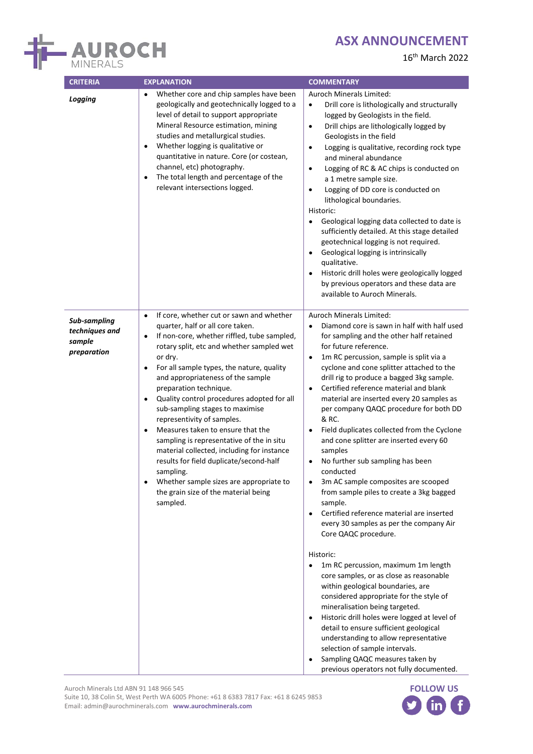| CRITERIA | EXPLANATION | COMMENTARY |
|---|---|---|
| ***Logging*** | • Whether core and chip samples have been geologically and geotechnically logged to a level of detail to support appropriate Mineral Resource estimation, mining studies and metallurgical studies.<br>• Whether logging is qualitative or quantitative in nature. Core (or costean, channel, etc) photography.<br>• The total length and percentage of the relevant intersections logged. | Auroch Minerals Limited:<br>• Drill core is lithologically and structurally logged by Geologists in the field.<br>• Drill chips are lithologically logged by Geologists in the field<br>• Logging is qualitative, recording rock type and mineral abundance<br>• Logging of RC & AC chips is conducted on a 1 metre sample size.<br>• Logging of DD core is conducted on lithological boundaries.<br>Historic:<br>• Geological logging data collected to date is sufficiently detailed. At this stage detailed geotechnical logging is not required.<br>• Geological logging is intrinsically qualitative.<br>• Historic drill holes were geologically logged by previous operators and these data are available to Auroch Minerals. |
| ***Sub-sampling techniques and sample preparation*** | • If core, whether cut or sawn and whether quarter, half or all core taken.<br>• If non-core, whether riffled, tube sampled, rotary split, etc and whether sampled wet or dry.<br>• For all sample types, the nature, quality and appropriateness of the sample preparation technique.<br>• Quality control procedures adopted for all sub-sampling stages to maximise representivity of samples.<br>• Measures taken to ensure that the sampling is representative of the in situ material collected, including for instance results for field duplicate/second-half sampling.<br>• Whether sample sizes are appropriate to the grain size of the material being sampled. | Auroch Minerals Limited:<br>• Diamond core is sawn in half with half used for sampling and the other half retained for future reference.<br>• 1m RC percussion, sample is split via a cyclone and cone splitter attached to the drill rig to produce a bagged 3kg sample.<br>• Certified reference material and blank material are inserted every 20 samples as per company QAQC procedure for both DD & RC.<br>• Field duplicates collected from the Cyclone and cone splitter are inserted every 60 samples<br>• No further sub sampling has been conducted<br>• 3m AC sample composites are scooped from sample piles to create a 3kg bagged sample.<br>• Certified reference material are inserted every 30 samples as per the company Air Core QAQC procedure.<br><br>Historic:<br>• 1m RC percussion, maximum 1m length core samples, or as close as reasonable within geological boundaries, are considered appropriate for the style of mineralisation being targeted.<br>• Historic drill holes were logged at level of detail to ensure sufficient geological understanding to allow representative selection of sample intervals.<br>• Sampling QAQC measures taken by previous operators not fully documented. |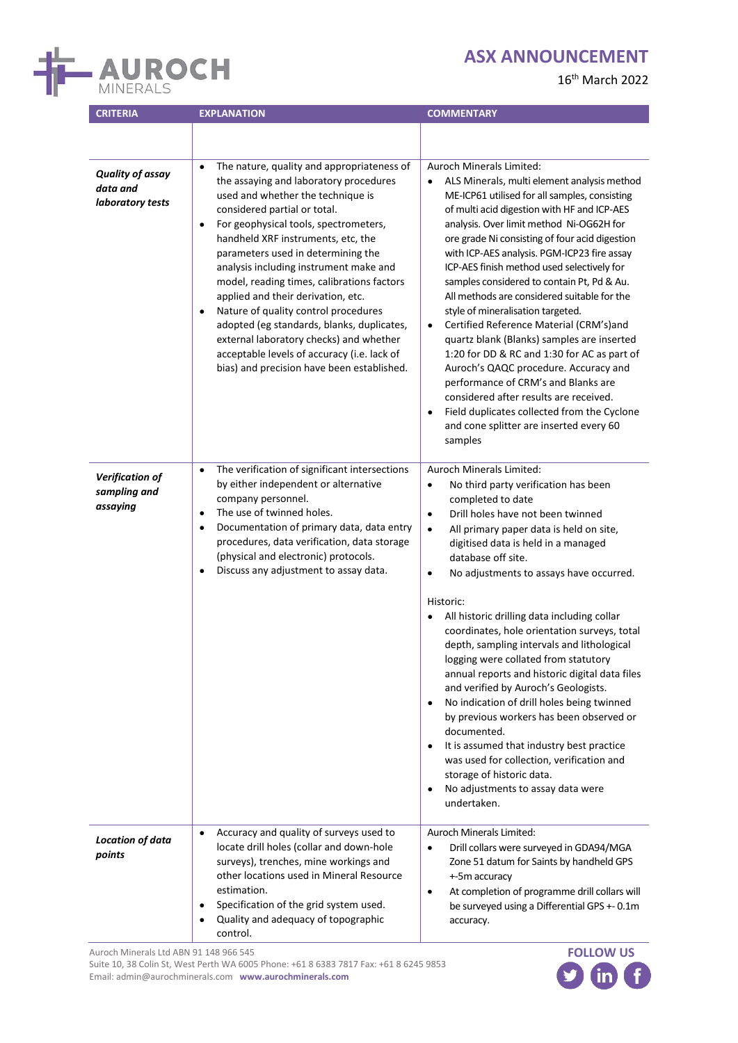| CRITERIA | EXPLANATION | COMMENTARY |
|---|---|---|
| | | |
| ***Quality of assay data and laboratory tests*** | • The nature, quality and appropriateness of the assaying and laboratory procedures used and whether the technique is considered partial or total.<br>• For geophysical tools, spectrometers, handheld XRF instruments, etc, the parameters used in determining the analysis including instrument make and model, reading times, calibrations factors applied and their derivation, etc.<br>• Nature of quality control procedures adopted (eg standards, blanks, duplicates, external laboratory checks) and whether acceptable levels of accuracy (i.e. lack of bias) and precision have been established. | Auroch Minerals Limited:<br>• ALS Minerals, multi element analysis method ME-ICP61 utilised for all samples, consisting of multi acid digestion with HF and ICP-AES analysis. Over limit method Ni-OG62H for ore grade Ni consisting of four acid digestion with ICP-AES analysis. PGM-ICP23 fire assay ICP-AES finish method used selectively for samples considered to contain Pt, Pd & Au. All methods are considered suitable for the style of mineralisation targeted.<br>• Certified Reference Material (CRM's)and quartz blank (Blanks) samples are inserted 1:20 for DD & RC and 1:30 for AC as part of Auroch's QAQC procedure. Accuracy and performance of CRM's and Blanks are considered after results are received.<br>• Field duplicates collected from the Cyclone and cone splitter are inserted every 60 samples |
| ***Verification of sampling and assaying*** | • The verification of significant intersections by either independent or alternative company personnel.<br>• The use of twinned holes.<br>• Documentation of primary data, data entry procedures, data verification, data storage (physical and electronic) protocols.<br>• Discuss any adjustment to assay data. | Auroch Minerals Limited:<br>• No third party verification has been completed to date<br>• Drill holes have not been twinned<br>• All primary paper data is held on site, digitised data is held in a managed database off site.<br>• No adjustments to assays have occurred.<br><br>Historic:<br>• All historic drilling data including collar coordinates, hole orientation surveys, total depth, sampling intervals and lithological logging were collated from statutory annual reports and historic digital data files and verified by Auroch's Geologists.<br>• No indication of drill holes being twinned by previous workers has been observed or documented.<br>• It is assumed that industry best practice was used for collection, verification and storage of historic data.<br>• No adjustments to assay data were undertaken. |
| ***Location of data points*** | • Accuracy and quality of surveys used to locate drill holes (collar and down-hole surveys), trenches, mine workings and other locations used in Mineral Resource estimation.<br>• Specification of the grid system used.<br>• Quality and adequacy of topographic control. | Auroch Minerals Limited:<br>• Drill collars were surveyed in GDA94/MGA Zone 51 datum for Saints by handheld GPS +-5m accuracy<br>• At completion of programme drill collars will be surveyed using a Differential GPS +- 0.1m accuracy. |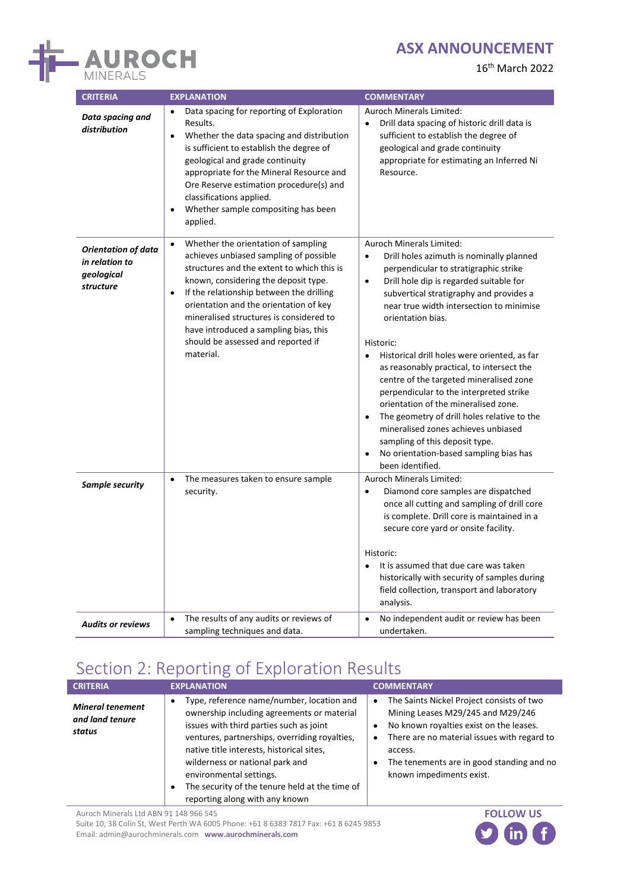| CRITERIA | EXPLANATION | COMMENTARY |
|---|---|---|
| ***Data spacing and distribution*** | • Data spacing for reporting of Exploration Results.<br>• Whether the data spacing and distribution is sufficient to establish the degree of geological and grade continuity appropriate for the Mineral Resource and Ore Reserve estimation procedure(s) and classifications applied.<br>• Whether sample compositing has been applied. | Auroch Minerals Limited:<br>• Drill data spacing of historic drill data is sufficient to establish the degree of geological and grade continuity appropriate for estimating an Inferred Ni Resource. |
| ***Orientation of data in relation to geological structure*** | • Whether the orientation of sampling achieves unbiased sampling of possible structures and the extent to which this is known, considering the deposit type.<br>• If the relationship between the drilling orientation and the orientation of key mineralised structures is considered to have introduced a sampling bias, this should be assessed and reported if material. | Auroch Minerals Limited:<br>• Drill holes azimuth is nominally planned perpendicular to stratigraphic strike<br>• Drill hole dip is regarded suitable for subvertical stratigraphy and provides a near true width intersection to minimise orientation bias.<br><br>Historic:<br>• Historical drill holes were oriented, as far as reasonably practical, to intersect the centre of the targeted mineralised zone perpendicular to the interpreted strike orientation of the mineralised zone.<br>• The geometry of drill holes relative to the mineralised zones achieves unbiased sampling of this deposit type.<br>• No orientation-based sampling bias has been identified. |
| ***Sample security*** | • The measures taken to ensure sample security. | Auroch Minerals Limited:<br>• Diamond core samples are dispatched once all cutting and sampling of drill core is complete. Drill core is maintained in a secure core yard or onsite facility.<br><br>Historic:<br>• It is assumed that due care was taken historically with security of samples during field collection, transport and laboratory analysis. |
| ***Audits or reviews*** | • The results of any audits or reviews of sampling techniques and data. | • No independent audit or review has been undertaken. |

# Section 2: Reporting of Exploration Results

| CRITERIA | EXPLANATION | COMMENTARY |
|---|---|---|
| ***Mineral tenement and land tenure status*** | • Type, reference name/number, location and ownership including agreements or material issues with third parties such as joint ventures, partnerships, overriding royalties, native title interests, historical sites, wilderness or national park and environmental settings.<br>• The security of the tenure held at the time of reporting along with any known | • The Saints Nickel Project consists of two Mining Leases M29/245 and M29/246<br>• No known royalties exist on the leases.<br>• There are no material issues with regard to access.<br>• The tenements are in good standing and no known impediments exist. |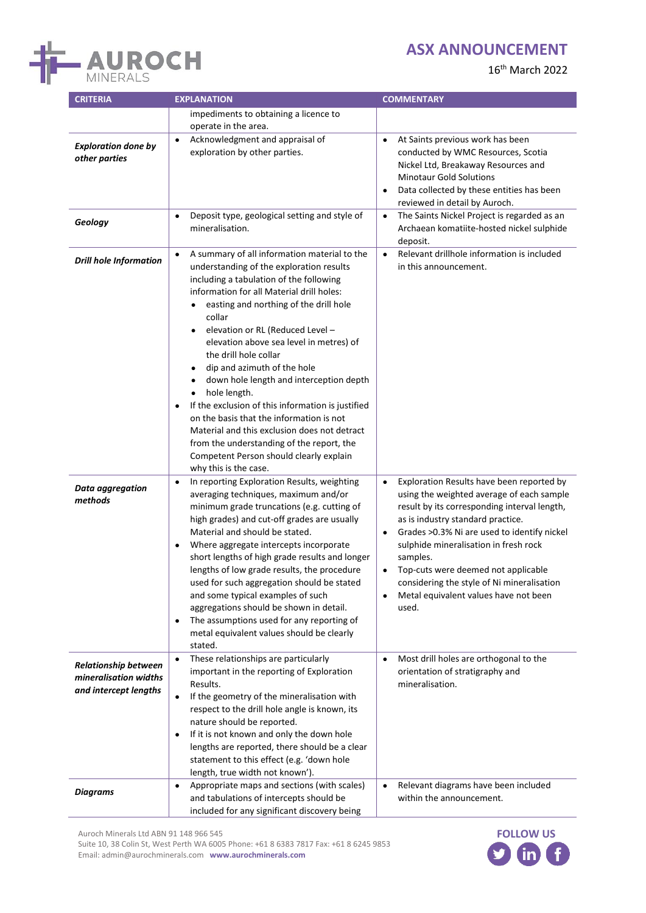| CRITERIA | EXPLANATION | COMMENTARY |
|---|---|---|
| | impediments to obtaining a licence to operate in the area. | |
| *Exploration done by other parties* | • Acknowledgment and appraisal of exploration by other parties. | • At Saints previous work has been conducted by WMC Resources, Scotia Nickel Ltd, Breakaway Resources and Minotaur Gold Solutions<br>• Data collected by these entities has been reviewed in detail by Auroch. |
| *Geology* | • Deposit type, geological setting and style of mineralisation. | • The Saints Nickel Project is regarded as an Archaean komatiite-hosted nickel sulphide deposit. |
| *Drill hole Information* | • A summary of all information material to the understanding of the exploration results including a tabulation of the following information for all Material drill holes:<br>  • easting and northing of the drill hole collar<br>  • elevation or RL (Reduced Level – elevation above sea level in metres) of the drill hole collar<br>  • dip and azimuth of the hole<br>  • down hole length and interception depth<br>  • hole length.<br>• If the exclusion of this information is justified on the basis that the information is not Material and this exclusion does not detract from the understanding of the report, the Competent Person should clearly explain why this is the case. | • Relevant drillhole information is included in this announcement. |
| *Data aggregation methods* | • In reporting Exploration Results, weighting averaging techniques, maximum and/or minimum grade truncations (e.g. cutting of high grades) and cut-off grades are usually Material and should be stated.<br>• Where aggregate intercepts incorporate short lengths of high grade results and longer lengths of low grade results, the procedure used for such aggregation should be stated and some typical examples of such aggregations should be shown in detail.<br>• The assumptions used for any reporting of metal equivalent values should be clearly stated. | • Exploration Results have been reported by using the weighted average of each sample result by its corresponding interval length, as is industry standard practice.<br>• Grades >0.3% Ni are used to identify nickel sulphide mineralisation in fresh rock samples.<br>• Top-cuts were deemed not applicable considering the style of Ni mineralisation<br>• Metal equivalent values have not been used. |
| *Relationship between mineralisation widths and intercept lengths* | • These relationships are particularly important in the reporting of Exploration Results.<br>• If the geometry of the mineralisation with respect to the drill hole angle is known, its nature should be reported.<br>• If it is not known and only the down hole lengths are reported, there should be a clear statement to this effect (e.g. 'down hole length, true width not known'). | • Most drill holes are orthogonal to the orientation of stratigraphy and mineralisation. |
| *Diagrams* | • Appropriate maps and sections (with scales) and tabulations of intercepts should be included for any significant discovery being | • Relevant diagrams have been included within the announcement. |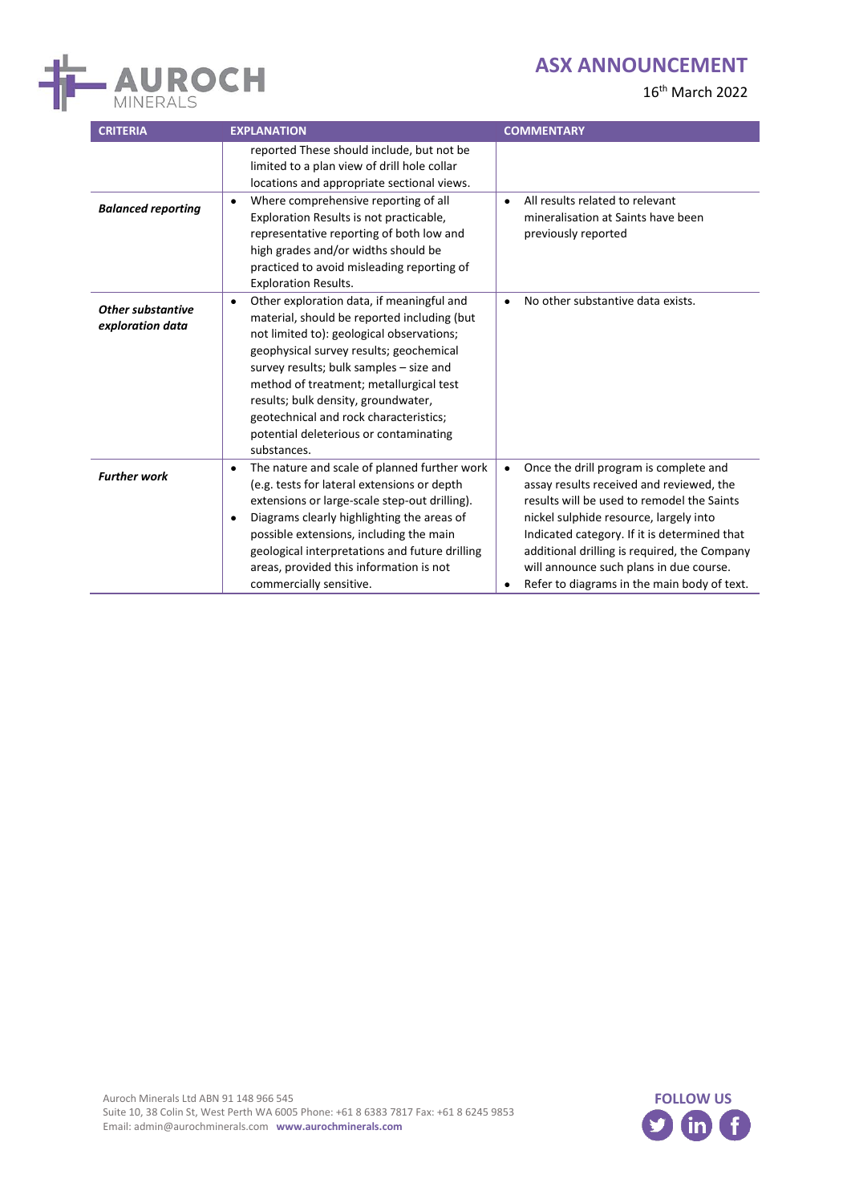| CRITERIA | EXPLANATION | COMMENTARY |
|---|---|---|
| | reported These should include, but not be limited to a plan view of drill hole collar locations and appropriate sectional views. | |
| ***Balanced reporting*** | • Where comprehensive reporting of all Exploration Results is not practicable, representative reporting of both low and high grades and/or widths should be practiced to avoid misleading reporting of Exploration Results. | • All results related to relevant mineralisation at Saints have been previously reported |
| ***Other substantive exploration data*** | • Other exploration data, if meaningful and material, should be reported including (but not limited to): geological observations; geophysical survey results; geochemical survey results; bulk samples – size and method of treatment; metallurgical test results; bulk density, groundwater, geotechnical and rock characteristics; potential deleterious or contaminating substances. | • No other substantive data exists. |
| ***Further work*** | • The nature and scale of planned further work (e.g. tests for lateral extensions or depth extensions or large-scale step-out drilling).<br>• Diagrams clearly highlighting the areas of possible extensions, including the main geological interpretations and future drilling areas, provided this information is not commercially sensitive. | • Once the drill program is complete and assay results received and reviewed, the results will be used to remodel the Saints nickel sulphide resource, largely into Indicated category. If it is determined that additional drilling is required, the Company will announce such plans in due course.<br>• Refer to diagrams in the main body of text. |